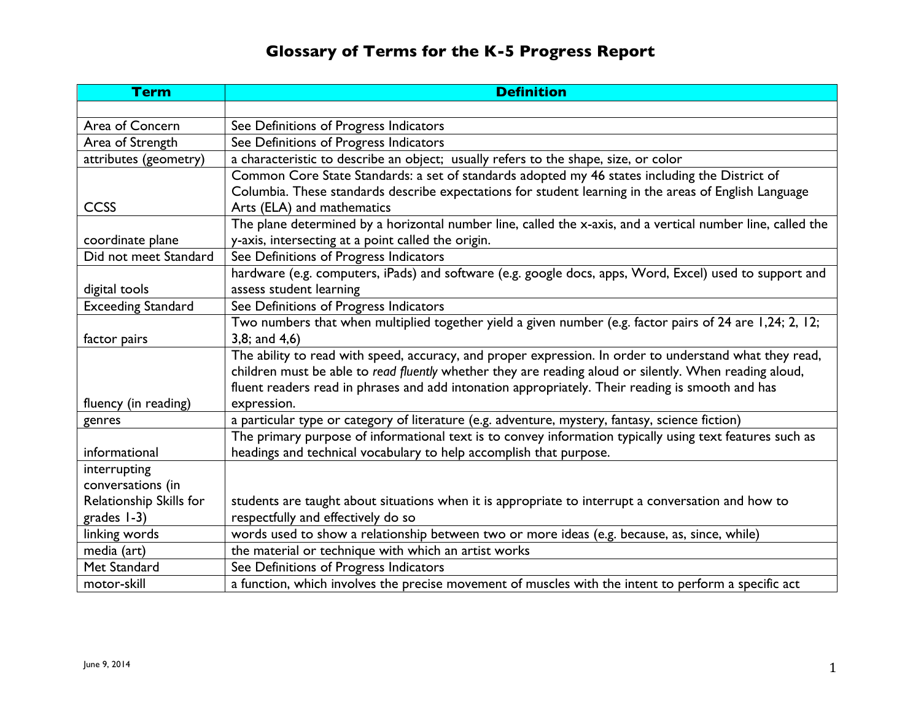# Glossary of Terms for the K-5 Progress Report

| Term | Definition |
| --- | --- |
| | |
| Area of Concern | See Definitions of Progress Indicators |
| Area of Strength | See Definitions of Progress Indicators |
| attributes (geometry) | a characteristic to describe an object; usually refers to the shape, size, or color |
| CCSS | Common Core State Standards: a set of standards adopted my 46 states including the District of Columbia. These standards describe expectations for student learning in the areas of English Language Arts (ELA) and mathematics |
| coordinate plane | The plane determined by a horizontal number line, called the x-axis, and a vertical number line, called the y-axis, intersecting at a point called the origin. |
| Did not meet Standard | See Definitions of Progress Indicators |
| digital tools | hardware (e.g. computers, iPads) and software (e.g. google docs, apps, Word, Excel) used to support and assess student learning |
| Exceeding Standard | See Definitions of Progress Indicators |
| factor pairs | Two numbers that when multiplied together yield a given number (e.g. factor pairs of 24 are 1,24; 2, 12; 3,8; and 4,6) |
| fluency (in reading) | The ability to read with speed, accuracy, and proper expression. In order to understand what they read, children must be able to *read fluently* whether they are reading aloud or silently. When reading aloud, fluent readers read in phrases and add intonation appropriately. Their reading is smooth and has expression. |
| genres | a particular type or category of literature (e.g. adventure, mystery, fantasy, science fiction) |
| informational | The primary purpose of informational text is to convey information typically using text features such as headings and technical vocabulary to help accomplish that purpose. |
| interrupting conversations (in Relationship Skills for grades 1-3) | students are taught about situations when it is appropriate to interrupt a conversation and how to respectfully and effectively do so |
| linking words | words used to show a relationship between two or more ideas (e.g. because, as, since, while) |
| media (art) | the material or technique with which an artist works |
| Met Standard | See Definitions of Progress Indicators |
| motor-skill | a function, which involves the precise movement of muscles with the intent to perform a specific act |

June 9, 2014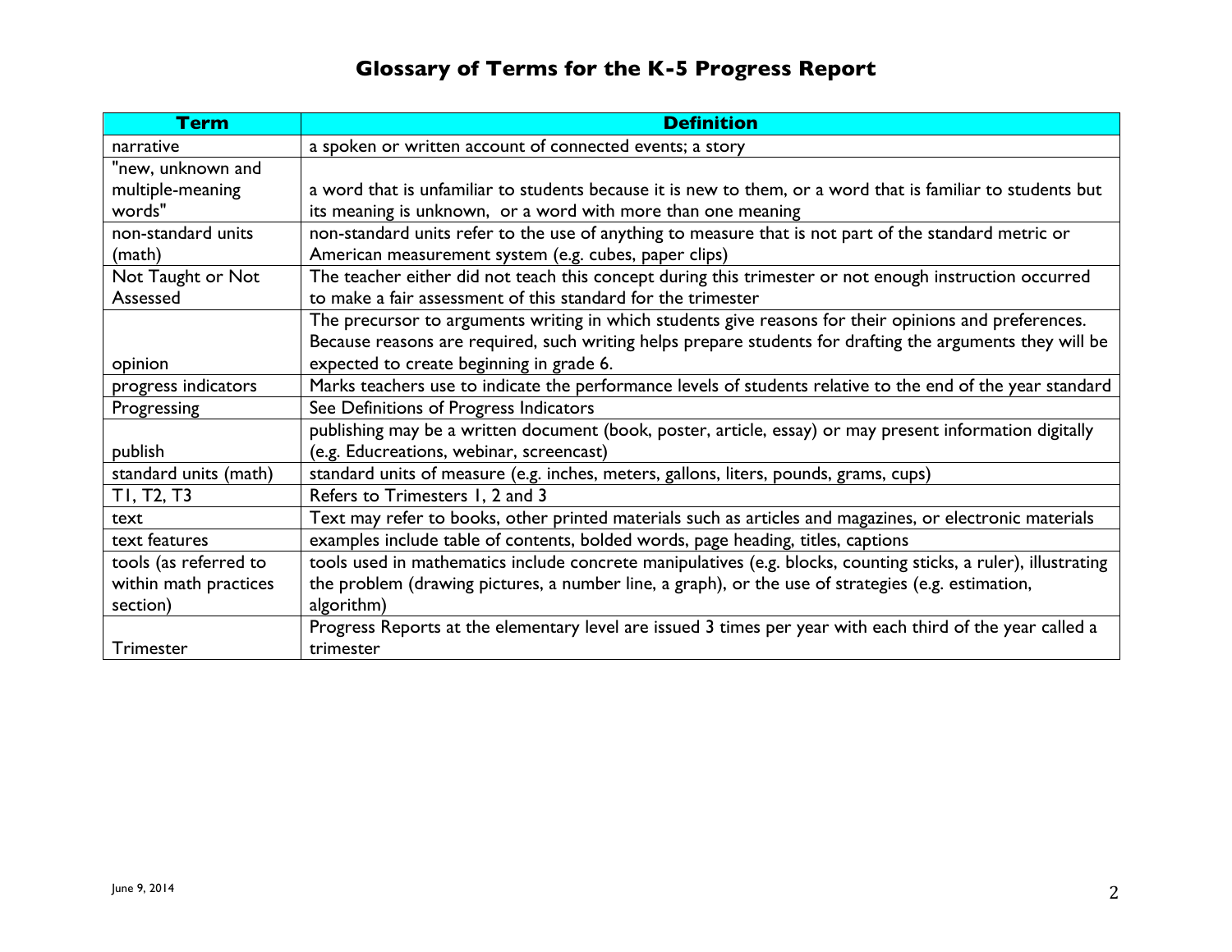# Glossary of Terms for the K-5 Progress Report

| Term | Definition |
|---|---|
| narrative | a spoken or written account of connected events; a story |
| "new, unknown and multiple-meaning words" | a word that is unfamiliar to students because it is new to them, or a word that is familiar to students but its meaning is unknown, or a word with more than one meaning |
| non-standard units (math) | non-standard units refer to the use of anything to measure that is not part of the standard metric or American measurement system (e.g. cubes, paper clips) |
| Not Taught or Not Assessed | The teacher either did not teach this concept during this trimester or not enough instruction occurred to make a fair assessment of this standard for the trimester |
| opinion | The precursor to arguments writing in which students give reasons for their opinions and preferences. Because reasons are required, such writing helps prepare students for drafting the arguments they will be expected to create beginning in grade 6. |
| progress indicators | Marks teachers use to indicate the performance levels of students relative to the end of the year standard |
| Progressing | See Definitions of Progress Indicators |
| publish | publishing may be a written document (book, poster, article, essay) or may present information digitally (e.g. Educreations, webinar, screencast) |
| standard units (math) | standard units of measure (e.g. inches, meters, gallons, liters, pounds, grams, cups) |
| T1, T2, T3 | Refers to Trimesters 1, 2 and 3 |
| text | Text may refer to books, other printed materials such as articles and magazines, or electronic materials |
| text features | examples include table of contents, bolded words, page heading, titles, captions |
| tools (as referred to within math practices section) | tools used in mathematics include concrete manipulatives (e.g. blocks, counting sticks, a ruler), illustrating the problem (drawing pictures, a number line, a graph), or the use of strategies (e.g. estimation, algorithm) |
| Trimester | Progress Reports at the elementary level are issued 3 times per year with each third of the year called a trimester |

June 9, 2014